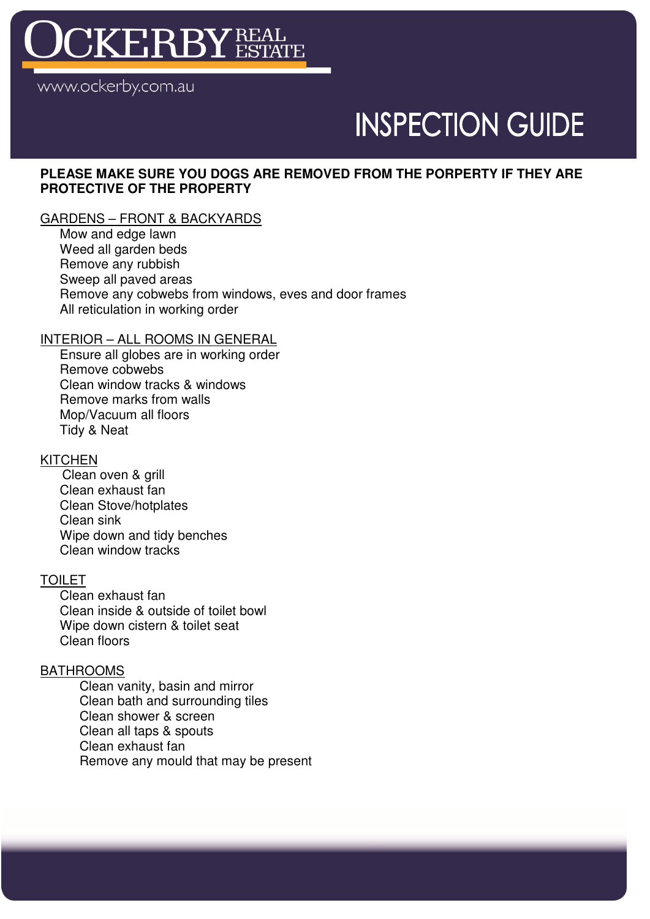# OCKERBY REAL ESTATE

www.ockerby.com.au

# INSPECTION GUIDE

**PLEASE MAKE SURE YOU DOGS ARE REMOVED FROM THE PORPERTY IF THEY ARE PROTECTIVE OF THE PROPERTY**

## GARDENS – FRONT & BACKYARDS

- Mow and edge lawn
- Weed all garden beds
- Remove any rubbish
- Sweep all paved areas
- Remove any cobwebs from windows, eves and door frames
- All reticulation in working order

## INTERIOR – ALL ROOMS IN GENERAL

- Ensure all globes are in working order
- Remove cobwebs
- Clean window tracks & windows
- Remove marks from walls
- Mop/Vacuum all floors
- Tidy & Neat

## KITCHEN

- Clean oven & grill
- Clean exhaust fan
- Clean Stove/hotplates
- Clean sink
- Wipe down and tidy benches
- Clean window tracks

## TOILET

- Clean exhaust fan
- Clean inside & outside of toilet bowl
- Wipe down cistern & toilet seat
- Clean floors

## BATHROOMS

- Clean vanity, basin and mirror
- Clean bath and surrounding tiles
- Clean shower & screen
- Clean all taps & spouts
- Clean exhaust fan
- Remove any mould that may be present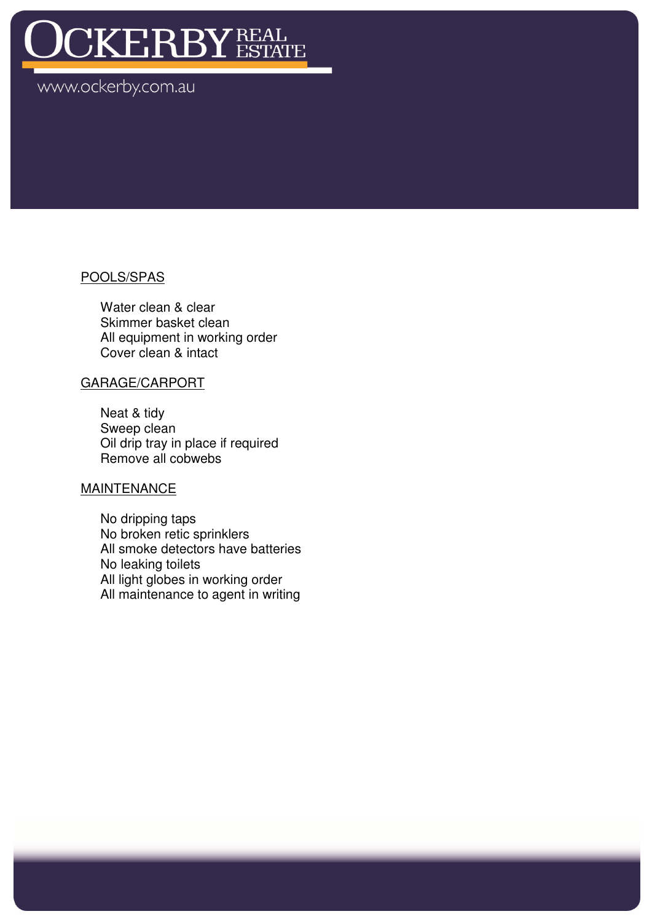OCKERBY REAL ESTATE

www.ockerby.com.au

POOLS/SPAS

- Water clean & clear
- Skimmer basket clean
- All equipment in working order
- Cover clean & intact

GARAGE/CARPORT

- Neat & tidy
- Sweep clean
- Oil drip tray in place if required
- Remove all cobwebs

MAINTENANCE

- No dripping taps
- No broken retic sprinklers
- All smoke detectors have batteries
- No leaking toilets
- All light globes in working order
- All maintenance to agent in writing